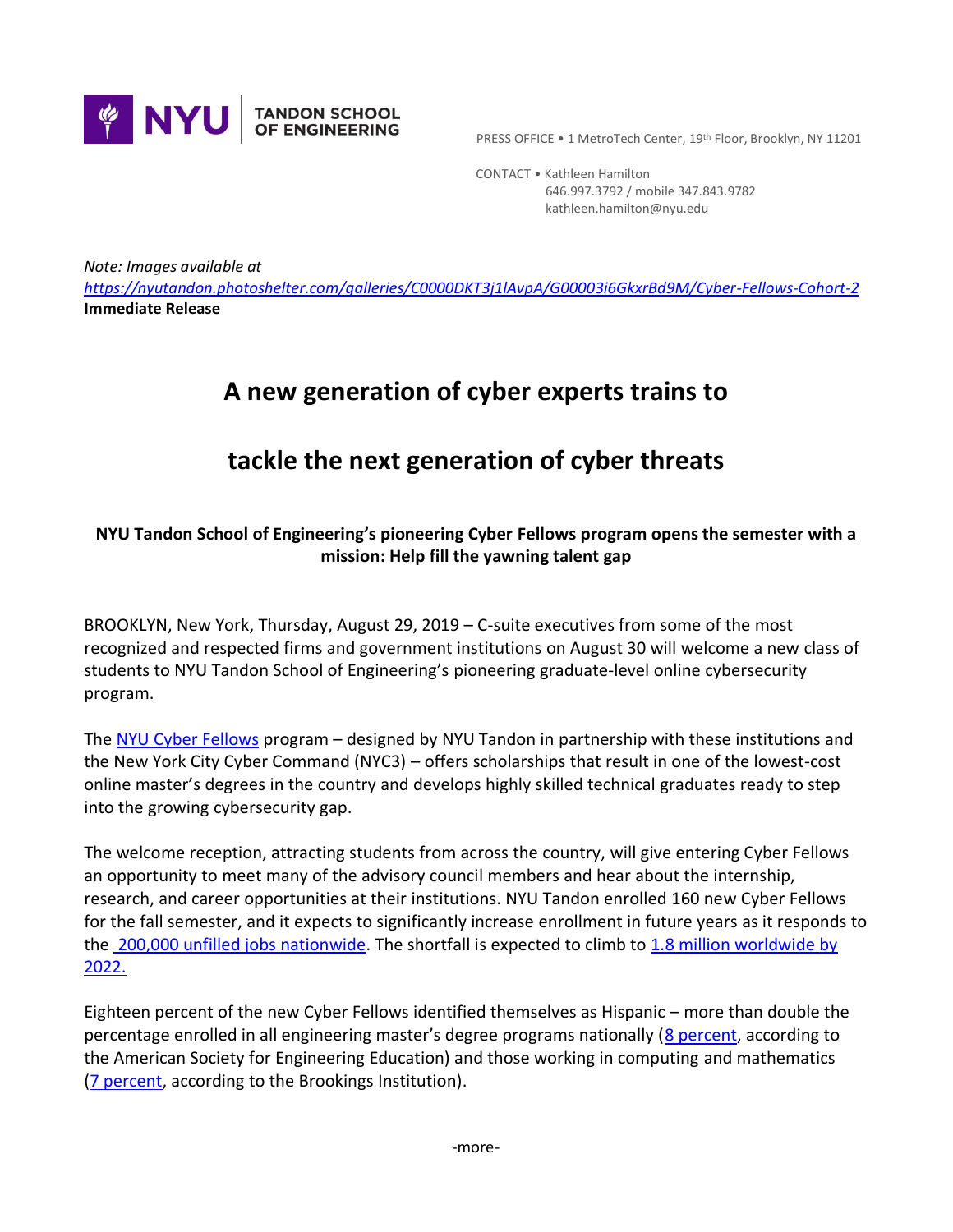NYU | TANDON SCHOOL OF ENGINEERING

PRESS OFFICE • 1 MetroTech Center, 19th Floor, Brooklyn, NY 11201

CONTACT • Kathleen Hamilton
646.997.3792 / mobile 347.843.9782
kathleen.hamilton@nyu.edu

*Note: Images available at*
*https://nyutandon.photoshelter.com/galleries/C0000DKT3j1lAvpA/G00003i6GkxrBd9M/Cyber-Fellows-Cohort-2*
**Immediate Release**

# A new generation of cyber experts trains to tackle the next generation of cyber threats

### NYU Tandon School of Engineering's pioneering Cyber Fellows program opens the semester with a mission: Help fill the yawning talent gap

BROOKLYN, New York, Thursday, August 29, 2019 – C-suite executives from some of the most recognized and respected firms and government institutions on August 30 will welcome a new class of students to NYU Tandon School of Engineering's pioneering graduate-level online cybersecurity program.

The NYU Cyber Fellows program – designed by NYU Tandon in partnership with these institutions and the New York City Cyber Command (NYC3) – offers scholarships that result in one of the lowest-cost online master's degrees in the country and develops highly skilled technical graduates ready to step into the growing cybersecurity gap.

The welcome reception, attracting students from across the country, will give entering Cyber Fellows an opportunity to meet many of the advisory council members and hear about the internship, research, and career opportunities at their institutions. NYU Tandon enrolled 160 new Cyber Fellows for the fall semester, and it expects to significantly increase enrollment in future years as it responds to the 200,000 unfilled jobs nationwide. The shortfall is expected to climb to 1.8 million worldwide by 2022.

Eighteen percent of the new Cyber Fellows identified themselves as Hispanic – more than double the percentage enrolled in all engineering master's degree programs nationally (8 percent, according to the American Society for Engineering Education) and those working in computing and mathematics (7 percent, according to the Brookings Institution).

-more-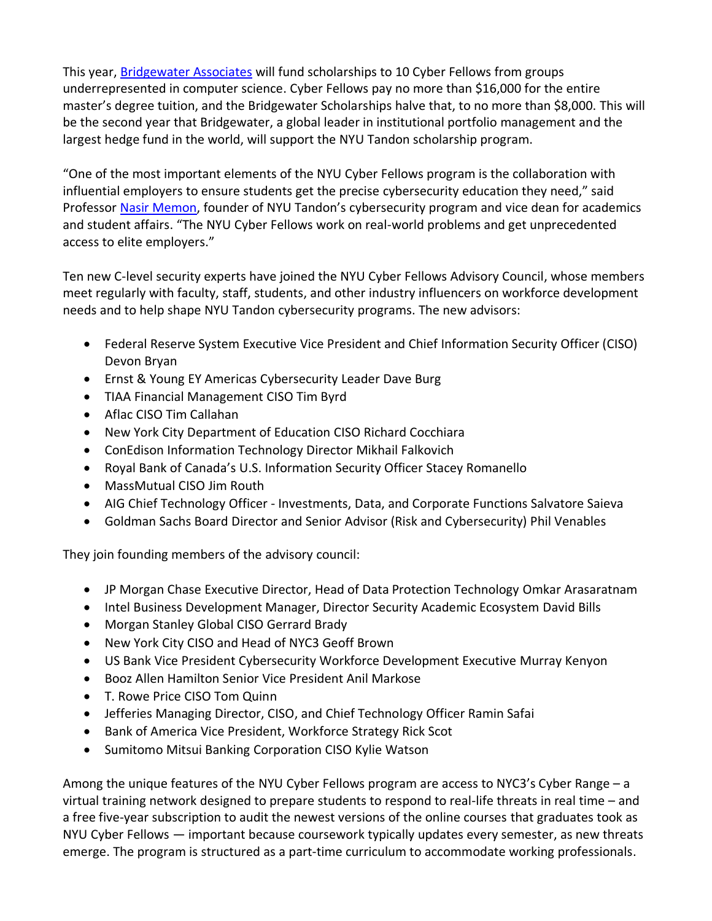This year, [Bridgewater Associates] will fund scholarships to 10 Cyber Fellows from groups underrepresented in computer science. Cyber Fellows pay no more than $16,000 for the entire master's degree tuition, and the Bridgewater Scholarships halve that, to no more than $8,000. This will be the second year that Bridgewater, a global leader in institutional portfolio management and the largest hedge fund in the world, will support the NYU Tandon scholarship program.

"One of the most important elements of the NYU Cyber Fellows program is the collaboration with influential employers to ensure students get the precise cybersecurity education they need," said Professor [Nasir Memon], founder of NYU Tandon's cybersecurity program and vice dean for academics and student affairs. "The NYU Cyber Fellows work on real-world problems and get unprecedented access to elite employers."

Ten new C-level security experts have joined the NYU Cyber Fellows Advisory Council, whose members meet regularly with faculty, staff, students, and other industry influencers on workforce development needs and to help shape NYU Tandon cybersecurity programs. The new advisors:

- Federal Reserve System Executive Vice President and Chief Information Security Officer (CISO) Devon Bryan
- Ernst & Young EY Americas Cybersecurity Leader Dave Burg
- TIAA Financial Management CISO Tim Byrd
- Aflac CISO Tim Callahan
- New York City Department of Education CISO Richard Cocchiara
- ConEdison Information Technology Director Mikhail Falkovich
- Royal Bank of Canada's U.S. Information Security Officer Stacey Romanello
- MassMutual CISO Jim Routh
- AIG Chief Technology Officer - Investments, Data, and Corporate Functions Salvatore Saieva
- Goldman Sachs Board Director and Senior Advisor (Risk and Cybersecurity) Phil Venables

They join founding members of the advisory council:

- JP Morgan Chase Executive Director, Head of Data Protection Technology Omkar Arasaratnam
- Intel Business Development Manager, Director Security Academic Ecosystem David Bills
- Morgan Stanley Global CISO Gerrard Brady
- New York City CISO and Head of NYC3 Geoff Brown
- US Bank Vice President Cybersecurity Workforce Development Executive Murray Kenyon
- Booz Allen Hamilton Senior Vice President Anil Markose
- T. Rowe Price CISO Tom Quinn
- Jefferies Managing Director, CISO, and Chief Technology Officer Ramin Safai
- Bank of America Vice President, Workforce Strategy Rick Scot
- Sumitomo Mitsui Banking Corporation CISO Kylie Watson

Among the unique features of the NYU Cyber Fellows program are access to NYC3's Cyber Range – a virtual training network designed to prepare students to respond to real-life threats in real time – and a free five-year subscription to audit the newest versions of the online courses that graduates took as NYU Cyber Fellows — important because coursework typically updates every semester, as new threats emerge. The program is structured as a part-time curriculum to accommodate working professionals.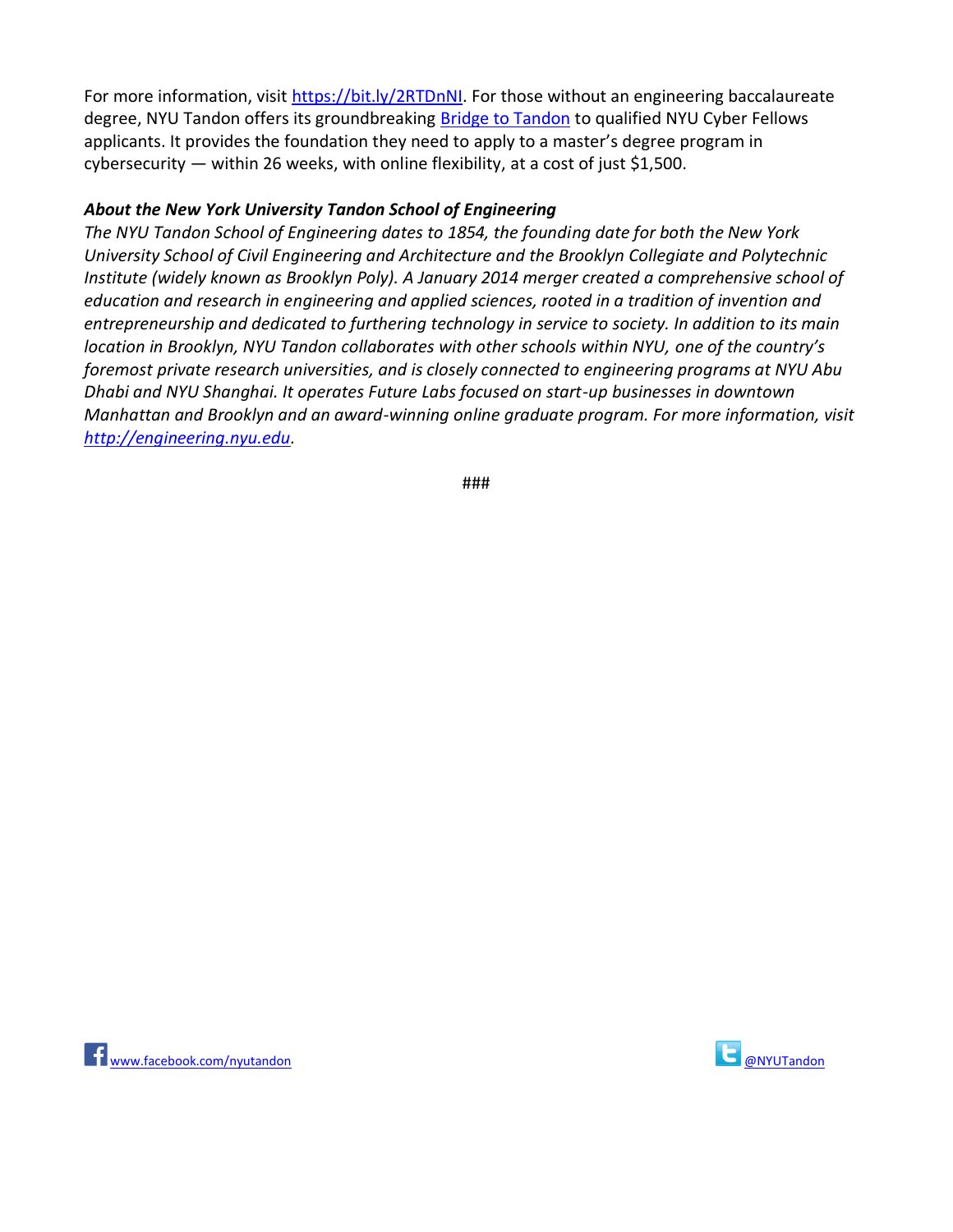For more information, visit [https://bit.ly/2RTDnNI](https://bit.ly/2RTDnNI). For those without an engineering baccalaureate degree, NYU Tandon offers its groundbreaking [Bridge to Tandon](#) to qualified NYU Cyber Fellows applicants. It provides the foundation they need to apply to a master's degree program in cybersecurity — within 26 weeks, with online flexibility, at a cost of just $1,500.

***About the New York University Tandon School of Engineering***

*The NYU Tandon School of Engineering dates to 1854, the founding date for both the New York University School of Civil Engineering and Architecture and the Brooklyn Collegiate and Polytechnic Institute (widely known as Brooklyn Poly). A January 2014 merger created a comprehensive school of education and research in engineering and applied sciences, rooted in a tradition of invention and entrepreneurship and dedicated to furthering technology in service to society. In addition to its main location in Brooklyn, NYU Tandon collaborates with other schools within NYU, one of the country's foremost private research universities, and is closely connected to engineering programs at NYU Abu Dhabi and NYU Shanghai. It operates Future Labs focused on start-up businesses in downtown Manhattan and Brooklyn and an award-winning online graduate program. For more information, visit [http://engineering.nyu.edu](http://engineering.nyu.edu).*

###

[www.facebook.com/nyutandon](http://www.facebook.com/nyutandon) [@NYUTandon](#)